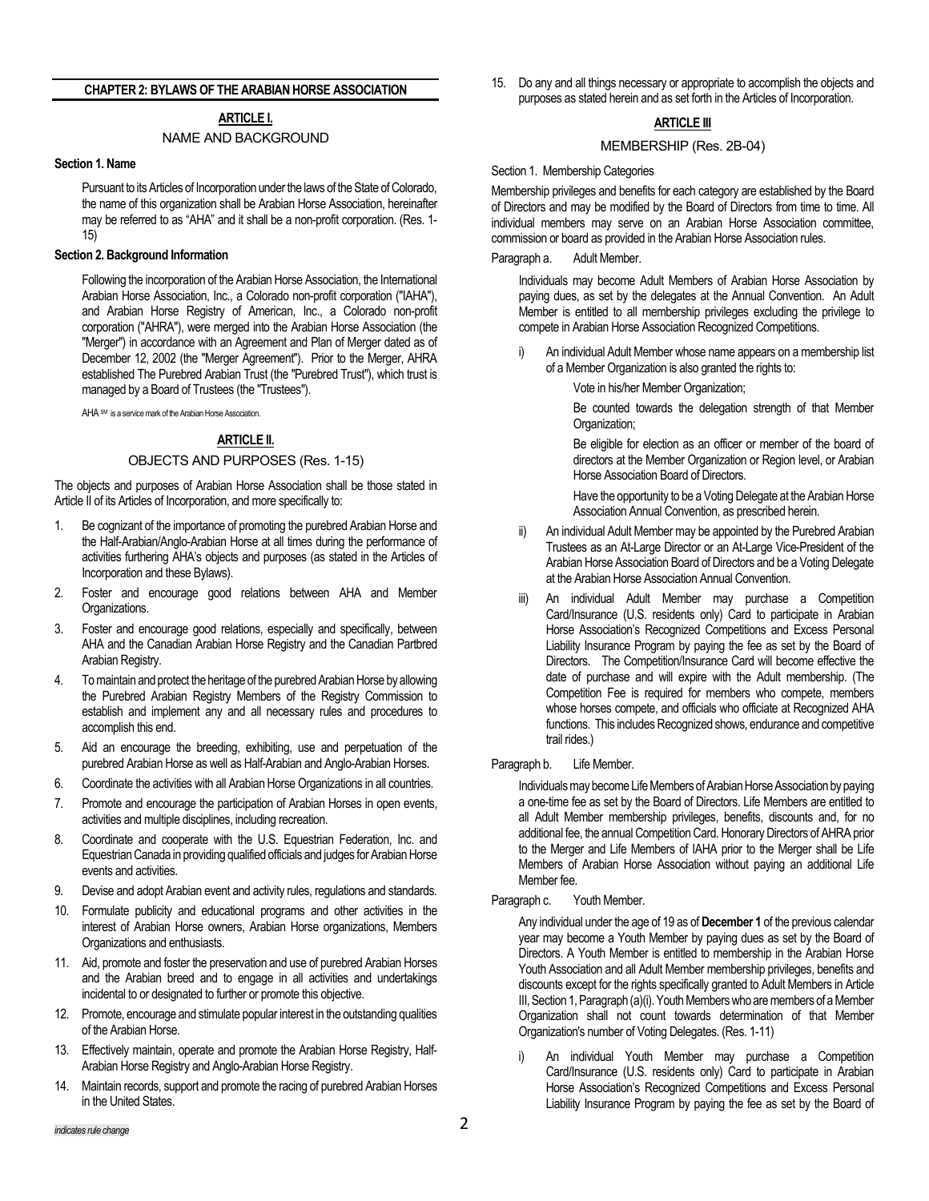## CHAPTER 2: BYLAWS OF THE ARABIAN HORSE ASSOCIATION

### ARTICLE I.

### NAME AND BACKGROUND

**Section 1. Name**

Pursuant to its Articles of Incorporation under the laws of the State of Colorado, the name of this organization shall be Arabian Horse Association, hereinafter may be referred to as "AHA" and it shall be a non-profit corporation. (Res. 1-15)

**Section 2. Background Information**

Following the incorporation of the Arabian Horse Association, the International Arabian Horse Association, Inc., a Colorado non-profit corporation ("IAHA"), and Arabian Horse Registry of American, Inc., a Colorado non-profit corporation ("AHRA"), were merged into the Arabian Horse Association (the "Merger") in accordance with an Agreement and Plan of Merger dated as of December 12, 2002 (the "Merger Agreement"). Prior to the Merger, AHRA established The Purebred Arabian Trust (the "Purebred Trust"), which trust is managed by a Board of Trustees (the "Trustees").

AHA SM is a service mark of the Arabian Horse Association.

### ARTICLE II.

### OBJECTS AND PURPOSES (Res. 1-15)

The objects and purposes of Arabian Horse Association shall be those stated in Article II of its Articles of Incorporation, and more specifically to:

1. Be cognizant of the importance of promoting the purebred Arabian Horse and the Half-Arabian/Anglo-Arabian Horse at all times during the performance of activities furthering AHA's objects and purposes (as stated in the Articles of Incorporation and these Bylaws).
2. Foster and encourage good relations between AHA and Member Organizations.
3. Foster and encourage good relations, especially and specifically, between AHA and the Canadian Arabian Horse Registry and the Canadian Partbred Arabian Registry.
4. To maintain and protect the heritage of the purebred Arabian Horse by allowing the Purebred Arabian Registry Members of the Registry Commission to establish and implement any and all necessary rules and procedures to accomplish this end.
5. Aid an encourage the breeding, exhibiting, use and perpetuation of the purebred Arabian Horse as well as Half-Arabian and Anglo-Arabian Horses.
6. Coordinate the activities with all Arabian Horse Organizations in all countries.
7. Promote and encourage the participation of Arabian Horses in open events, activities and multiple disciplines, including recreation.
8. Coordinate and cooperate with the U.S. Equestrian Federation, Inc. and Equestrian Canada in providing qualified officials and judges for Arabian Horse events and activities.
9. Devise and adopt Arabian event and activity rules, regulations and standards.
10. Formulate publicity and educational programs and other activities in the interest of Arabian Horse owners, Arabian Horse organizations, Members Organizations and enthusiasts.
11. Aid, promote and foster the preservation and use of purebred Arabian Horses and the Arabian breed and to engage in all activities and undertakings incidental to or designated to further or promote this objective.
12. Promote, encourage and stimulate popular interest in the outstanding qualities of the Arabian Horse.
13. Effectively maintain, operate and promote the Arabian Horse Registry, Half-Arabian Horse Registry and Anglo-Arabian Horse Registry.
14. Maintain records, support and promote the racing of purebred Arabian Horses in the United States.
15. Do any and all things necessary or appropriate to accomplish the objects and purposes as stated herein and as set forth in the Articles of Incorporation.

### ARTICLE III

### MEMBERSHIP (Res. 2B-04)

Section 1. Membership Categories

Membership privileges and benefits for each category are established by the Board of Directors and may be modified by the Board of Directors from time to time. All individual members may serve on an Arabian Horse Association committee, commission or board as provided in the Arabian Horse Association rules.

Paragraph a. Adult Member.

Individuals may become Adult Members of Arabian Horse Association by paying dues, as set by the delegates at the Annual Convention. An Adult Member is entitled to all membership privileges excluding the privilege to compete in Arabian Horse Association Recognized Competitions.

i) An individual Adult Member whose name appears on a membership list of a Member Organization is also granted the rights to:

   Vote in his/her Member Organization;

   Be counted towards the delegation strength of that Member Organization;

   Be eligible for election as an officer or member of the board of directors at the Member Organization or Region level, or Arabian Horse Association Board of Directors.

   Have the opportunity to be a Voting Delegate at the Arabian Horse Association Annual Convention, as prescribed herein.

ii) An individual Adult Member may be appointed by the Purebred Arabian Trustees as an At-Large Director or an At-Large Vice-President of the Arabian Horse Association Board of Directors and be a Voting Delegate at the Arabian Horse Association Annual Convention.

iii) An individual Adult Member may purchase a Competition Card/Insurance (U.S. residents only) Card to participate in Arabian Horse Association's Recognized Competitions and Excess Personal Liability Insurance Program by paying the fee as set by the Board of Directors. The Competition/Insurance Card will become effective the date of purchase and will expire with the Adult membership. (The Competition Fee is required for members who compete, members whose horses compete, and officials who officiate at Recognized AHA functions. This includes Recognized shows, endurance and competitive trail rides.)

Paragraph b. Life Member.

Individuals may become Life Members of Arabian Horse Association by paying a one-time fee as set by the Board of Directors. Life Members are entitled to all Adult Member membership privileges, benefits, discounts and, for no additional fee, the annual Competition Card. Honorary Directors of AHRA prior to the Merger and Life Members of IAHA prior to the Merger shall be Life Members of Arabian Horse Association without paying an additional Life Member fee.

Paragraph c. Youth Member.

Any individual under the age of 19 as of **December 1** of the previous calendar year may become a Youth Member by paying dues as set by the Board of Directors. A Youth Member is entitled to membership in the Arabian Horse Youth Association and all Adult Member membership privileges, benefits and discounts except for the rights specifically granted to Adult Members in Article III, Section 1, Paragraph (a)(i). Youth Members who are members of a Member Organization shall not count towards determination of that Member Organization's number of Voting Delegates. (Res. 1-11)

i) An individual Youth Member may purchase a Competition Card/Insurance (U.S. residents only) Card to participate in Arabian Horse Association's Recognized Competitions and Excess Personal Liability Insurance Program by paying the fee as set by the Board of

*indicates rule change*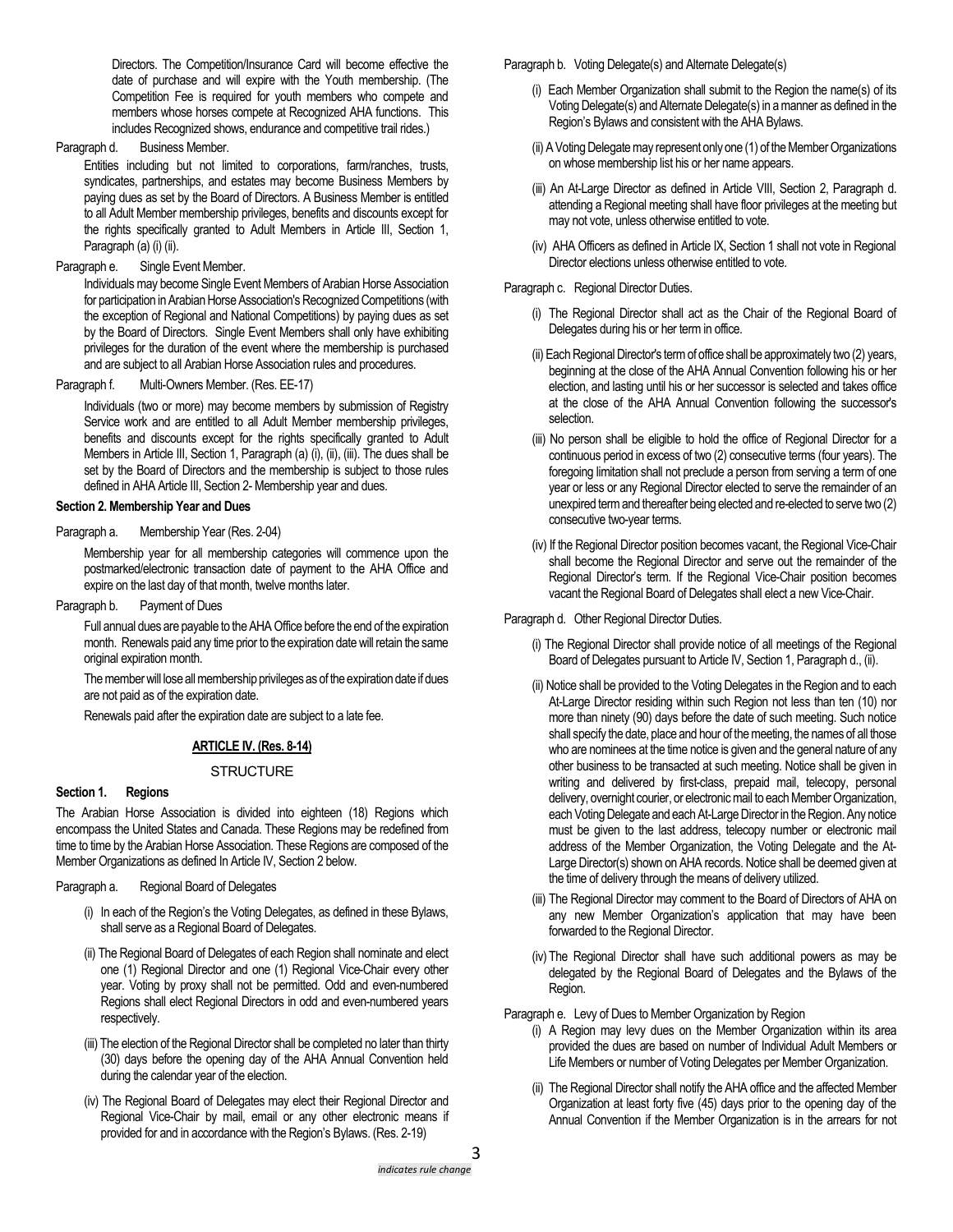Directors. The Competition/Insurance Card will become effective the date of purchase and will expire with the Youth membership. (The Competition Fee is required for youth members who compete and members whose horses compete at Recognized AHA functions. This includes Recognized shows, endurance and competitive trail rides.)

Paragraph d. Business Member.

Entities including but not limited to corporations, farm/ranches, trusts, syndicates, partnerships, and estates may become Business Members by paying dues as set by the Board of Directors. A Business Member is entitled to all Adult Member membership privileges, benefits and discounts except for the rights specifically granted to Adult Members in Article III, Section 1, Paragraph (a) (i) (ii).

Paragraph e. Single Event Member.

Individuals may become Single Event Members of Arabian Horse Association for participation in Arabian Horse Association's Recognized Competitions (with the exception of Regional and National Competitions) by paying dues as set by the Board of Directors. Single Event Members shall only have exhibiting privileges for the duration of the event where the membership is purchased and are subject to all Arabian Horse Association rules and procedures.

Paragraph f. Multi-Owners Member. (Res. EE-17)

Individuals (two or more) may become members by submission of Registry Service work and are entitled to all Adult Member membership privileges, benefits and discounts except for the rights specifically granted to Adult Members in Article III, Section 1, Paragraph (a) (i), (ii), (iii). The dues shall be set by the Board of Directors and the membership is subject to those rules defined in AHA Article III, Section 2- Membership year and dues.

**Section 2. Membership Year and Dues**

Paragraph a. Membership Year (Res. 2-04)

Membership year for all membership categories will commence upon the postmarked/electronic transaction date of payment to the AHA Office and expire on the last day of that month, twelve months later.

Paragraph b. Payment of Dues

Full annual dues are payable to the AHA Office before the end of the expiration month. Renewals paid any time prior to the expiration date will retain the same original expiration month.

The member will lose all membership privileges as of the expiration date if dues are not paid as of the expiration date.

Renewals paid after the expiration date are subject to a late fee.

## ARTICLE IV. (Res. 8-14)

### STRUCTURE

**Section 1. Regions**

The Arabian Horse Association is divided into eighteen (18) Regions which encompass the United States and Canada. These Regions may be redefined from time to time by the Arabian Horse Association. These Regions are composed of the Member Organizations as defined In Article IV, Section 2 below.

Paragraph a. Regional Board of Delegates

(i) In each of the Region's the Voting Delegates, as defined in these Bylaws, shall serve as a Regional Board of Delegates.

(ii) The Regional Board of Delegates of each Region shall nominate and elect one (1) Regional Director and one (1) Regional Vice-Chair every other year. Voting by proxy shall not be permitted. Odd and even-numbered Regions shall elect Regional Directors in odd and even-numbered years respectively.

(iii) The election of the Regional Director shall be completed no later than thirty (30) days before the opening day of the AHA Annual Convention held during the calendar year of the election.

(iv) The Regional Board of Delegates may elect their Regional Director and Regional Vice-Chair by mail, email or any other electronic means if provided for and in accordance with the Region's Bylaws. (Res. 2-19)

Paragraph b. Voting Delegate(s) and Alternate Delegate(s)

(i) Each Member Organization shall submit to the Region the name(s) of its Voting Delegate(s) and Alternate Delegate(s) in a manner as defined in the Region's Bylaws and consistent with the AHA Bylaws.

(ii) A Voting Delegate may represent only one (1) of the Member Organizations on whose membership list his or her name appears.

(iii) An At-Large Director as defined in Article VIII, Section 2, Paragraph d. attending a Regional meeting shall have floor privileges at the meeting but may not vote, unless otherwise entitled to vote.

(iv) AHA Officers as defined in Article IX, Section 1 shall not vote in Regional Director elections unless otherwise entitled to vote.

Paragraph c. Regional Director Duties.

(i) The Regional Director shall act as the Chair of the Regional Board of Delegates during his or her term in office.

(ii) Each Regional Director's term of office shall be approximately two (2) years, beginning at the close of the AHA Annual Convention following his or her election, and lasting until his or her successor is selected and takes office at the close of the AHA Annual Convention following the successor's selection.

(iii) No person shall be eligible to hold the office of Regional Director for a continuous period in excess of two (2) consecutive terms (four years). The foregoing limitation shall not preclude a person from serving a term of one year or less or any Regional Director elected to serve the remainder of an unexpired term and thereafter being elected and re-elected to serve two (2) consecutive two-year terms.

(iv) If the Regional Director position becomes vacant, the Regional Vice-Chair shall become the Regional Director and serve out the remainder of the Regional Director's term. If the Regional Vice-Chair position becomes vacant the Regional Board of Delegates shall elect a new Vice-Chair.

Paragraph d. Other Regional Director Duties.

(i) The Regional Director shall provide notice of all meetings of the Regional Board of Delegates pursuant to Article IV, Section 1, Paragraph d., (ii).

(ii) Notice shall be provided to the Voting Delegates in the Region and to each At-Large Director residing within such Region not less than ten (10) nor more than ninety (90) days before the date of such meeting. Such notice shall specify the date, place and hour of the meeting, the names of all those who are nominees at the time notice is given and the general nature of any other business to be transacted at such meeting. Notice shall be given in writing and delivered by first-class, prepaid mail, telecopy, personal delivery, overnight courier, or electronic mail to each Member Organization, each Voting Delegate and each At-Large Director in the Region. Any notice must be given to the last address, telecopy number or electronic mail address of the Member Organization, the Voting Delegate and the At-Large Director(s) shown on AHA records. Notice shall be deemed given at the time of delivery through the means of delivery utilized.

(iii) The Regional Director may comment to the Board of Directors of AHA on any new Member Organization's application that may have been forwarded to the Regional Director.

(iv) The Regional Director shall have such additional powers as may be delegated by the Regional Board of Delegates and the Bylaws of the Region.

Paragraph e. Levy of Dues to Member Organization by Region

(i) A Region may levy dues on the Member Organization within its area provided the dues are based on number of Individual Adult Members or Life Members or number of Voting Delegates per Member Organization.

(ii) The Regional Director shall notify the AHA office and the affected Member Organization at least forty five (45) days prior to the opening day of the Annual Convention if the Member Organization is in the arrears for not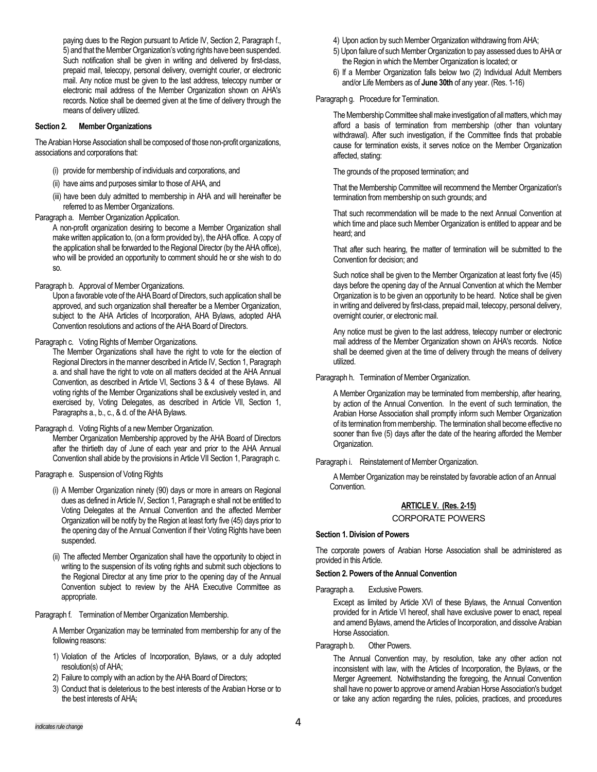paying dues to the Region pursuant to Article IV, Section 2, Paragraph f., 5) and that the Member Organization's voting rights have been suspended. Such notification shall be given in writing and delivered by first-class, prepaid mail, telecopy, personal delivery, overnight courier, or electronic mail. Any notice must be given to the last address, telecopy number or electronic mail address of the Member Organization shown on AHA's records. Notice shall be deemed given at the time of delivery through the means of delivery utilized.

**Section 2. Member Organizations**

The Arabian Horse Association shall be composed of those non-profit organizations, associations and corporations that:

(i) provide for membership of individuals and corporations, and

(ii) have aims and purposes similar to those of AHA, and

(iii) have been duly admitted to membership in AHA and will hereinafter be referred to as Member Organizations.

Paragraph a. Member Organization Application.

A non-profit organization desiring to become a Member Organization shall make written application to, (on a form provided by), the AHA office. A copy of the application shall be forwarded to the Regional Director (by the AHA office), who will be provided an opportunity to comment should he or she wish to do so.

Paragraph b. Approval of Member Organizations.

Upon a favorable vote of the AHA Board of Directors, such application shall be approved, and such organization shall thereafter be a Member Organization, subject to the AHA Articles of Incorporation, AHA Bylaws, adopted AHA Convention resolutions and actions of the AHA Board of Directors.

Paragraph c. Voting Rights of Member Organizations.

The Member Organizations shall have the right to vote for the election of Regional Directors in the manner described in Article IV, Section 1, Paragraph a. and shall have the right to vote on all matters decided at the AHA Annual Convention, as described in Article VI, Sections 3 & 4 of these Bylaws. All voting rights of the Member Organizations shall be exclusively vested in, and exercised by, Voting Delegates, as described in Article VII, Section 1, Paragraphs a., b., c., & d. of the AHA Bylaws.

Paragraph d. Voting Rights of a new Member Organization.

Member Organization Membership approved by the AHA Board of Directors after the thirtieth day of June of each year and prior to the AHA Annual Convention shall abide by the provisions in Article VII Section 1, Paragraph c.

Paragraph e. Suspension of Voting Rights

(i) A Member Organization ninety (90) days or more in arrears on Regional dues as defined in Article IV, Section 1, Paragraph e shall not be entitled to Voting Delegates at the Annual Convention and the affected Member Organization will be notify by the Region at least forty five (45) days prior to the opening day of the Annual Convention if their Voting Rights have been suspended.

(ii) The affected Member Organization shall have the opportunity to object in writing to the suspension of its voting rights and submit such objections to the Regional Director at any time prior to the opening day of the Annual Convention subject to review by the AHA Executive Committee as appropriate.

Paragraph f. Termination of Member Organization Membership.

A Member Organization may be terminated from membership for any of the following reasons:

1) Violation of the Articles of Incorporation, Bylaws, or a duly adopted resolution(s) of AHA;
2) Failure to comply with an action by the AHA Board of Directors;
3) Conduct that is deleterious to the best interests of the Arabian Horse or to the best interests of AHA;
4) Upon action by such Member Organization withdrawing from AHA;
5) Upon failure of such Member Organization to pay assessed dues to AHA or the Region in which the Member Organization is located; or
6) If a Member Organization falls below two (2) Individual Adult Members and/or Life Members as of **June 30th** of any year. (Res. 1-16)

Paragraph g. Procedure for Termination.

The Membership Committee shall make investigation of all matters, which may afford a basis of termination from membership (other than voluntary withdrawal). After such investigation, if the Committee finds that probable cause for termination exists, it serves notice on the Member Organization affected, stating:

The grounds of the proposed termination; and

That the Membership Committee will recommend the Member Organization's termination from membership on such grounds; and

That such recommendation will be made to the next Annual Convention at which time and place such Member Organization is entitled to appear and be heard; and

That after such hearing, the matter of termination will be submitted to the Convention for decision; and

Such notice shall be given to the Member Organization at least forty five (45) days before the opening day of the Annual Convention at which the Member Organization is to be given an opportunity to be heard. Notice shall be given in writing and delivered by first-class, prepaid mail, telecopy, personal delivery, overnight courier, or electronic mail.

Any notice must be given to the last address, telecopy number or electronic mail address of the Member Organization shown on AHA's records. Notice shall be deemed given at the time of delivery through the means of delivery utilized.

Paragraph h. Termination of Member Organization.

A Member Organization may be terminated from membership, after hearing, by action of the Annual Convention. In the event of such termination, the Arabian Horse Association shall promptly inform such Member Organization of its termination from membership. The termination shall become effective no sooner than five (5) days after the date of the hearing afforded the Member Organization.

Paragraph i. Reinstatement of Member Organization.

A Member Organization may be reinstated by favorable action of an Annual Convention.

## ARTICLE V. (Res. 2-15)

## CORPORATE POWERS

**Section 1. Division of Powers**

The corporate powers of Arabian Horse Association shall be administered as provided in this Article.

**Section 2. Powers of the Annual Convention**

Paragraph a. Exclusive Powers.

Except as limited by Article XVI of these Bylaws, the Annual Convention provided for in Article VI hereof, shall have exclusive power to enact, repeal and amend Bylaws, amend the Articles of Incorporation, and dissolve Arabian Horse Association.

Paragraph b. Other Powers.

The Annual Convention may, by resolution, take any other action not inconsistent with law, with the Articles of Incorporation, the Bylaws, or the Merger Agreement. Notwithstanding the foregoing, the Annual Convention shall have no power to approve or amend Arabian Horse Association's budget or take any action regarding the rules, policies, practices, and procedures

*indicates rule change*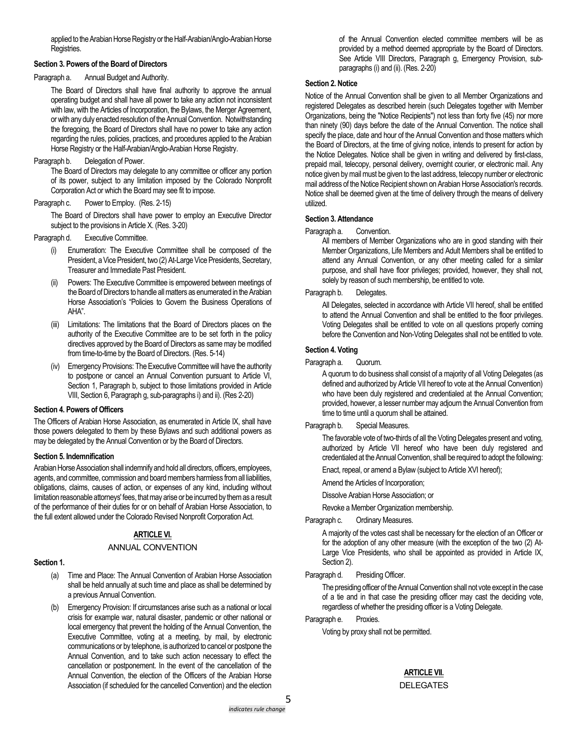applied to the Arabian Horse Registry or the Half-Arabian/Anglo-Arabian Horse Registries.

**Section 3. Powers of the Board of Directors**

Paragraph a. Annual Budget and Authority.

The Board of Directors shall have final authority to approve the annual operating budget and shall have all power to take any action not inconsistent with law, with the Articles of Incorporation, the Bylaws, the Merger Agreement, or with any duly enacted resolution of the Annual Convention. Notwithstanding the foregoing, the Board of Directors shall have no power to take any action regarding the rules, policies, practices, and procedures applied to the Arabian Horse Registry or the Half-Arabian/Anglo-Arabian Horse Registry.

Paragraph b. Delegation of Power.

The Board of Directors may delegate to any committee or officer any portion of its power, subject to any limitation imposed by the Colorado Nonprofit Corporation Act or which the Board may see fit to impose.

Paragraph c. Power to Employ. (Res. 2-15)

The Board of Directors shall have power to employ an Executive Director subject to the provisions in Article X. (Res. 3-20)

Paragraph d. Executive Committee.

(i) Enumeration: The Executive Committee shall be composed of the President, a Vice President, two (2) At-Large Vice Presidents, Secretary, Treasurer and Immediate Past President.

(ii) Powers: The Executive Committee is empowered between meetings of the Board of Directors to handle all matters as enumerated in the Arabian Horse Association's "Policies to Govern the Business Operations of AHA".

(iii) Limitations: The limitations that the Board of Directors places on the authority of the Executive Committee are to be set forth in the policy directives approved by the Board of Directors as same may be modified from time-to-time by the Board of Directors. (Res. 5-14)

(iv) Emergency Provisions: The Executive Committee will have the authority to postpone or cancel an Annual Convention pursuant to Article VI, Section 1, Paragraph b, subject to those limitations provided in Article VIII, Section 6, Paragraph g, sub-paragraphs i) and ii). (Res 2-20)

**Section 4. Powers of Officers**

The Officers of Arabian Horse Association, as enumerated in Article IX, shall have those powers delegated to them by these Bylaws and such additional powers as may be delegated by the Annual Convention or by the Board of Directors.

**Section 5. Indemnification**

Arabian Horse Association shall indemnify and hold all directors, officers, employees, agents, and committee, commission and board members harmless from all liabilities, obligations, claims, causes of action, or expenses of any kind, including without limitation reasonable attorneys' fees, that may arise or be incurred by them as a result of the performance of their duties for or on behalf of Arabian Horse Association, to the full extent allowed under the Colorado Revised Nonprofit Corporation Act.

## ARTICLE VI.

## ANNUAL CONVENTION

**Section 1.**

(a) Time and Place: The Annual Convention of Arabian Horse Association shall be held annually at such time and place as shall be determined by a previous Annual Convention.

(b) Emergency Provision: If circumstances arise such as a national or local crisis for example war, natural disaster, pandemic or other national or local emergency that prevent the holding of the Annual Convention, the Executive Committee, voting at a meeting, by mail, by electronic communications or by telephone, is authorized to cancel or postpone the Annual Convention, and to take such action necessary to effect the cancellation or postponement. In the event of the cancellation of the Annual Convention, the election of the Officers of the Arabian Horse Association (if scheduled for the cancelled Convention) and the election of the Annual Convention elected committee members will be as provided by a method deemed appropriate by the Board of Directors. See Article VIII Directors, Paragraph g, Emergency Provision, sub-paragraphs (i) and (ii). (Res. 2-20)

**Section 2. Notice**

Notice of the Annual Convention shall be given to all Member Organizations and registered Delegates as described herein (such Delegates together with Member Organizations, being the "Notice Recipients") not less than forty five (45) nor more than ninety (90) days before the date of the Annual Convention. The notice shall specify the place, date and hour of the Annual Convention and those matters which the Board of Directors, at the time of giving notice, intends to present for action by the Notice Delegates. Notice shall be given in writing and delivered by first-class, prepaid mail, telecopy, personal delivery, overnight courier, or electronic mail. Any notice given by mail must be given to the last address, telecopy number or electronic mail address of the Notice Recipient shown on Arabian Horse Association's records. Notice shall be deemed given at the time of delivery through the means of delivery utilized.

**Section 3. Attendance**

Paragraph a. Convention.

All members of Member Organizations who are in good standing with their Member Organizations, Life Members and Adult Members shall be entitled to attend any Annual Convention, or any other meeting called for a similar purpose, and shall have floor privileges; provided, however, they shall not, solely by reason of such membership, be entitled to vote.

Paragraph b. Delegates.

All Delegates, selected in accordance with Article VII hereof, shall be entitled to attend the Annual Convention and shall be entitled to the floor privileges. Voting Delegates shall be entitled to vote on all questions properly coming before the Convention and Non-Voting Delegates shall not be entitled to vote.

**Section 4. Voting**

Paragraph a. Quorum.

A quorum to do business shall consist of a majority of all Voting Delegates (as defined and authorized by Article VII hereof to vote at the Annual Convention) who have been duly registered and credentialed at the Annual Convention; provided, however, a lesser number may adjourn the Annual Convention from time to time until a quorum shall be attained.

Paragraph b. Special Measures.

The favorable vote of two-thirds of all the Voting Delegates present and voting, authorized by Article VII hereof who have been duly registered and credentialed at the Annual Convention, shall be required to adopt the following:

Enact, repeal, or amend a Bylaw (subject to Article XVI hereof);

Amend the Articles of Incorporation;

Dissolve Arabian Horse Association; or

Revoke a Member Organization membership.

Paragraph c. Ordinary Measures.

A majority of the votes cast shall be necessary for the election of an Officer or for the adoption of any other measure (with the exception of the two (2) At-Large Vice Presidents, who shall be appointed as provided in Article IX, Section 2).

Paragraph d. Presiding Officer.

The presiding officer of the Annual Convention shall not vote except in the case of a tie and in that case the presiding officer may cast the deciding vote, regardless of whether the presiding officer is a Voting Delegate.

Paragraph e. Proxies.

Voting by proxy shall not be permitted.

## ARTICLE VII.

## DELEGATES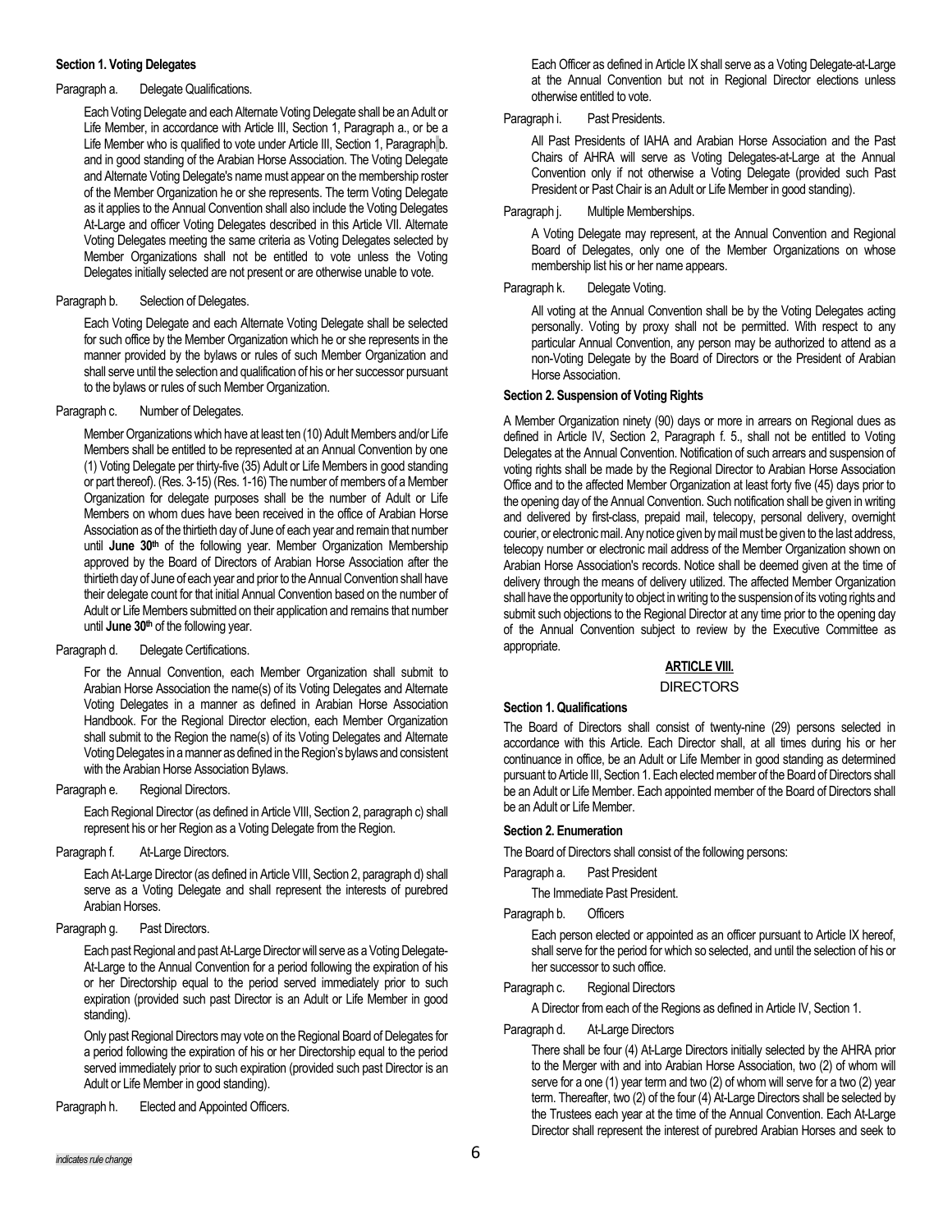**Section 1. Voting Delegates**

Paragraph a. Delegate Qualifications.

Each Voting Delegate and each Alternate Voting Delegate shall be an Adult or Life Member, in accordance with Article III, Section 1, Paragraph a., or be a Life Member who is qualified to vote under Article III, Section 1, Paragraph b. and in good standing of the Arabian Horse Association. The Voting Delegate and Alternate Voting Delegate's name must appear on the membership roster of the Member Organization he or she represents. The term Voting Delegate as it applies to the Annual Convention shall also include the Voting Delegates At-Large and officer Voting Delegates described in this Article VII. Alternate Voting Delegates meeting the same criteria as Voting Delegates selected by Member Organizations shall not be entitled to vote unless the Voting Delegates initially selected are not present or are otherwise unable to vote.

Paragraph b. Selection of Delegates.

Each Voting Delegate and each Alternate Voting Delegate shall be selected for such office by the Member Organization which he or she represents in the manner provided by the bylaws or rules of such Member Organization and shall serve until the selection and qualification of his or her successor pursuant to the bylaws or rules of such Member Organization.

Paragraph c. Number of Delegates.

Member Organizations which have at least ten (10) Adult Members and/or Life Members shall be entitled to be represented at an Annual Convention by one (1) Voting Delegate per thirty-five (35) Adult or Life Members in good standing or part thereof). (Res. 3-15) (Res. 1-16) The number of members of a Member Organization for delegate purposes shall be the number of Adult or Life Members on whom dues have been received in the office of Arabian Horse Association as of the thirtieth day of June of each year and remain that number until **June 30th** of the following year. Member Organization Membership approved by the Board of Directors of Arabian Horse Association after the thirtieth day of June of each year and prior to the Annual Convention shall have their delegate count for that initial Annual Convention based on the number of Adult or Life Members submitted on their application and remains that number until **June 30th** of the following year.

Paragraph d. Delegate Certifications.

For the Annual Convention, each Member Organization shall submit to Arabian Horse Association the name(s) of its Voting Delegates and Alternate Voting Delegates in a manner as defined in Arabian Horse Association Handbook. For the Regional Director election, each Member Organization shall submit to the Region the name(s) of its Voting Delegates and Alternate Voting Delegates in a manner as defined in the Region's bylaws and consistent with the Arabian Horse Association Bylaws.

Paragraph e. Regional Directors.

Each Regional Director (as defined in Article VIII, Section 2, paragraph c) shall represent his or her Region as a Voting Delegate from the Region.

Paragraph f. At-Large Directors.

Each At-Large Director (as defined in Article VIII, Section 2, paragraph d) shall serve as a Voting Delegate and shall represent the interests of purebred Arabian Horses.

Paragraph g. Past Directors.

Each past Regional and past At-Large Director will serve as a Voting Delegate-At-Large to the Annual Convention for a period following the expiration of his or her Directorship equal to the period served immediately prior to such expiration (provided such past Director is an Adult or Life Member in good standing).

Only past Regional Directors may vote on the Regional Board of Delegates for a period following the expiration of his or her Directorship equal to the period served immediately prior to such expiration (provided such past Director is an Adult or Life Member in good standing).

Paragraph h. Elected and Appointed Officers.

Each Officer as defined in Article IX shall serve as a Voting Delegate-at-Large at the Annual Convention but not in Regional Director elections unless otherwise entitled to vote.

Paragraph i. Past Presidents.

All Past Presidents of IAHA and Arabian Horse Association and the Past Chairs of AHRA will serve as Voting Delegates-at-Large at the Annual Convention only if not otherwise a Voting Delegate (provided such Past President or Past Chair is an Adult or Life Member in good standing).

Paragraph j. Multiple Memberships.

A Voting Delegate may represent, at the Annual Convention and Regional Board of Delegates, only one of the Member Organizations on whose membership list his or her name appears.

Paragraph k. Delegate Voting.

All voting at the Annual Convention shall be by the Voting Delegates acting personally. Voting by proxy shall not be permitted. With respect to any particular Annual Convention, any person may be authorized to attend as a non-Voting Delegate by the Board of Directors or the President of Arabian Horse Association.

**Section 2. Suspension of Voting Rights**

A Member Organization ninety (90) days or more in arrears on Regional dues as defined in Article IV, Section 2, Paragraph f. 5., shall not be entitled to Voting Delegates at the Annual Convention. Notification of such arrears and suspension of voting rights shall be made by the Regional Director to Arabian Horse Association Office and to the affected Member Organization at least forty five (45) days prior to the opening day of the Annual Convention. Such notification shall be given in writing and delivered by first-class, prepaid mail, telecopy, personal delivery, overnight courier, or electronic mail. Any notice given by mail must be given to the last address, telecopy number or electronic mail address of the Member Organization shown on Arabian Horse Association's records. Notice shall be deemed given at the time of delivery through the means of delivery utilized. The affected Member Organization shall have the opportunity to object in writing to the suspension of its voting rights and submit such objections to the Regional Director at any time prior to the opening day of the Annual Convention subject to review by the Executive Committee as appropriate.

## ARTICLE VIII.
## DIRECTORS

**Section 1. Qualifications**

The Board of Directors shall consist of twenty-nine (29) persons selected in accordance with this Article. Each Director shall, at all times during his or her continuance in office, be an Adult or Life Member in good standing as determined pursuant to Article III, Section 1. Each elected member of the Board of Directors shall be an Adult or Life Member. Each appointed member of the Board of Directors shall be an Adult or Life Member.

**Section 2. Enumeration**

The Board of Directors shall consist of the following persons:

Paragraph a. Past President

The Immediate Past President.

Paragraph b. Officers

Each person elected or appointed as an officer pursuant to Article IX hereof, shall serve for the period for which so selected, and until the selection of his or her successor to such office.

Paragraph c. Regional Directors

A Director from each of the Regions as defined in Article IV, Section 1.

Paragraph d. At-Large Directors

There shall be four (4) At-Large Directors initially selected by the AHRA prior to the Merger with and into Arabian Horse Association, two (2) of whom will serve for a one (1) year term and two (2) of whom will serve for a two (2) year term. Thereafter, two (2) of the four (4) At-Large Directors shall be selected by the Trustees each year at the time of the Annual Convention. Each At-Large Director shall represent the interest of purebred Arabian Horses and seek to

*indicates rule change*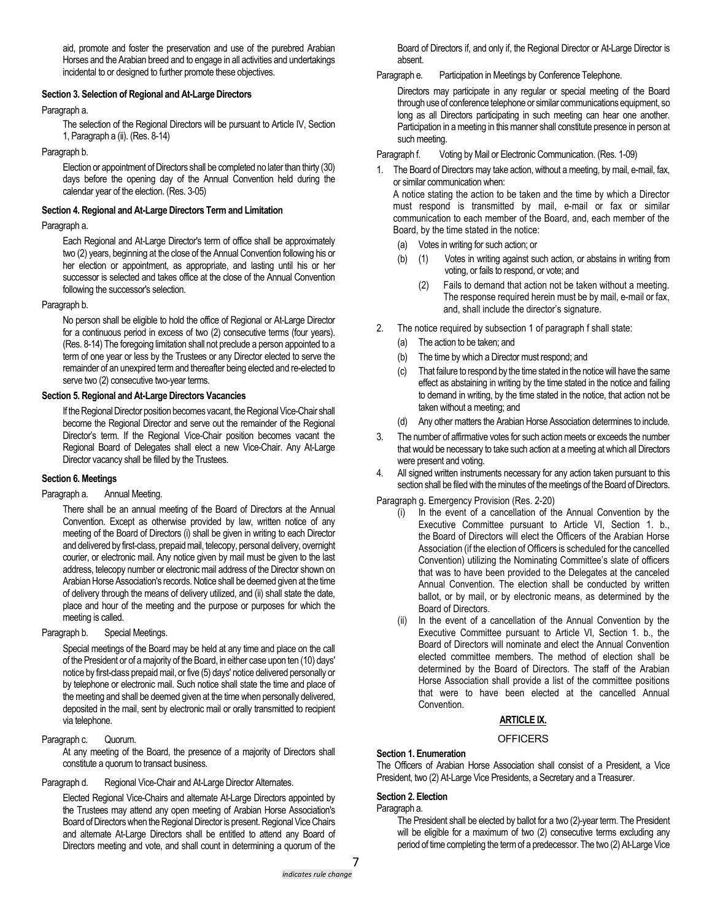aid, promote and foster the preservation and use of the purebred Arabian Horses and the Arabian breed and to engage in all activities and undertakings incidental to or designed to further promote these objectives.

**Section 3. Selection of Regional and At-Large Directors**

Paragraph a.

The selection of the Regional Directors will be pursuant to Article IV, Section 1, Paragraph a (ii). (Res. 8-14)

Paragraph b.

Election or appointment of Directors shall be completed no later than thirty (30) days before the opening day of the Annual Convention held during the calendar year of the election. (Res. 3-05)

**Section 4. Regional and At-Large Directors Term and Limitation**

Paragraph a.

Each Regional and At-Large Director's term of office shall be approximately two (2) years, beginning at the close of the Annual Convention following his or her election or appointment, as appropriate, and lasting until his or her successor is selected and takes office at the close of the Annual Convention following the successor's selection.

Paragraph b.

No person shall be eligible to hold the office of Regional or At-Large Director for a continuous period in excess of two (2) consecutive terms (four years). (Res. 8-14) The foregoing limitation shall not preclude a person appointed to a term of one year or less by the Trustees or any Director elected to serve the remainder of an unexpired term and thereafter being elected and re-elected to serve two (2) consecutive two-year terms.

**Section 5. Regional and At-Large Directors Vacancies**

If the Regional Director position becomes vacant, the Regional Vice-Chair shall become the Regional Director and serve out the remainder of the Regional Director's term. If the Regional Vice-Chair position becomes vacant the Regional Board of Delegates shall elect a new Vice-Chair. Any At-Large Director vacancy shall be filled by the Trustees.

**Section 6. Meetings**

Paragraph a. Annual Meeting.

There shall be an annual meeting of the Board of Directors at the Annual Convention. Except as otherwise provided by law, written notice of any meeting of the Board of Directors (i) shall be given in writing to each Director and delivered by first-class, prepaid mail, telecopy, personal delivery, overnight courier, or electronic mail. Any notice given by mail must be given to the last address, telecopy number or electronic mail address of the Director shown on Arabian Horse Association's records. Notice shall be deemed given at the time of delivery through the means of delivery utilized, and (ii) shall state the date, place and hour of the meeting and the purpose or purposes for which the meeting is called.

Paragraph b. Special Meetings.

Special meetings of the Board may be held at any time and place on the call of the President or of a majority of the Board, in either case upon ten (10) days' notice by first-class prepaid mail, or five (5) days' notice delivered personally or by telephone or electronic mail. Such notice shall state the time and place of the meeting and shall be deemed given at the time when personally delivered, deposited in the mail, sent by electronic mail or orally transmitted to recipient via telephone.

Paragraph c. Quorum.

At any meeting of the Board, the presence of a majority of Directors shall constitute a quorum to transact business.

Paragraph d. Regional Vice-Chair and At-Large Director Alternates.

Elected Regional Vice-Chairs and alternate At-Large Directors appointed by the Trustees may attend any open meeting of Arabian Horse Association's Board of Directors when the Regional Director is present. Regional Vice Chairs and alternate At-Large Directors shall be entitled to attend any Board of Directors meeting and vote, and shall count in determining a quorum of the Board of Directors if, and only if, the Regional Director or At-Large Director is absent.

Paragraph e. Participation in Meetings by Conference Telephone.

Directors may participate in any regular or special meeting of the Board through use of conference telephone or similar communications equipment, so long as all Directors participating in such meeting can hear one another. Participation in a meeting in this manner shall constitute presence in person at such meeting.

Paragraph f. Voting by Mail or Electronic Communication. (Res. 1-09)

1. The Board of Directors may take action, without a meeting, by mail, e-mail, fax, or similar communication when:
   A notice stating the action to be taken and the time by which a Director must respond is transmitted by mail, e-mail or fax or similar communication to each member of the Board, and, each member of the Board, by the time stated in the notice:
   - (a) Votes in writing for such action; or
   - (b) (1) Votes in writing against such action, or abstains in writing from voting, or fails to respond, or vote; and
     - (2) Fails to demand that action not be taken without a meeting. The response required herein must be by mail, e-mail or fax, and, shall include the director's signature.
2. The notice required by subsection 1 of paragraph f shall state:
   - (a) The action to be taken; and
   - (b) The time by which a Director must respond; and
   - (c) That failure to respond by the time stated in the notice will have the same effect as abstaining in writing by the time stated in the notice and failing to demand in writing, by the time stated in the notice, that action not be taken without a meeting; and
   - (d) Any other matters the Arabian Horse Association determines to include.
3. The number of affirmative votes for such action meets or exceeds the number that would be necessary to take such action at a meeting at which all Directors were present and voting.
4. All signed written instruments necessary for any action taken pursuant to this section shall be filed with the minutes of the meetings of the Board of Directors.

Paragraph g. Emergency Provision (Res. 2-20)

- (i) In the event of a cancellation of the Annual Convention by the Executive Committee pursuant to Article VI, Section 1. b., the Board of Directors will elect the Officers of the Arabian Horse Association (if the election of Officers is scheduled for the cancelled Convention) utilizing the Nominating Committee's slate of officers that was to have been provided to the Delegates at the canceled Annual Convention. The election shall be conducted by written ballot, or by mail, or by electronic means, as determined by the Board of Directors.
- (ii) In the event of a cancellation of the Annual Convention by the Executive Committee pursuant to Article VI, Section 1. b., the Board of Directors will nominate and elect the Annual Convention elected committee members. The method of election shall be determined by the Board of Directors. The staff of the Arabian Horse Association shall provide a list of the committee positions that were to have been elected at the cancelled Annual Convention.

## ARTICLE IX.

## OFFICERS

**Section 1. Enumeration**

The Officers of Arabian Horse Association shall consist of a President, a Vice President, two (2) At-Large Vice Presidents, a Secretary and a Treasurer.

**Section 2. Election**

Paragraph a.

The President shall be elected by ballot for a two (2)-year term. The President will be eligible for a maximum of two (2) consecutive terms excluding any period of time completing the term of a predecessor. The two (2) At-Large Vice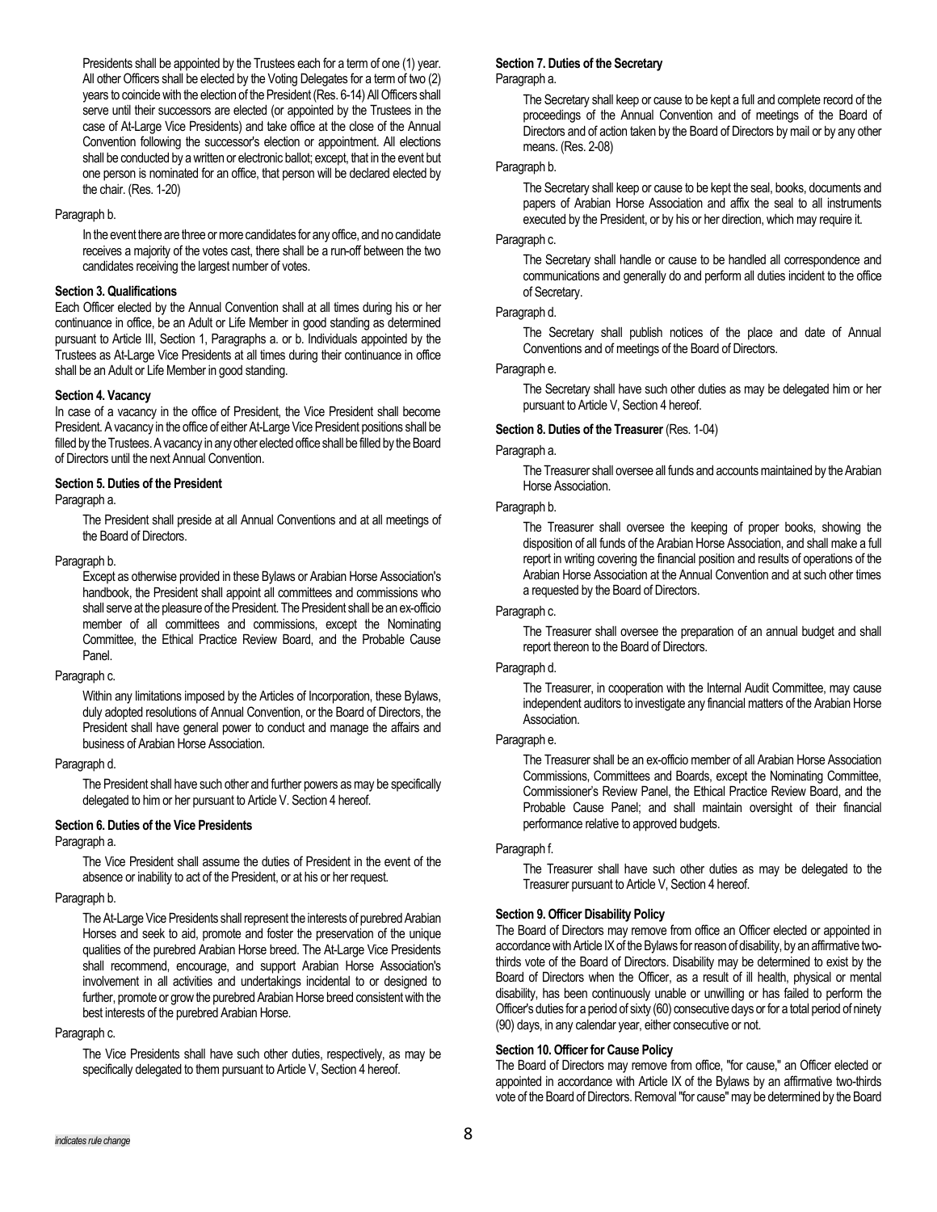Presidents shall be appointed by the Trustees each for a term of one (1) year. All other Officers shall be elected by the Voting Delegates for a term of two (2) years to coincide with the election of the President (Res. 6-14) All Officers shall serve until their successors are elected (or appointed by the Trustees in the case of At-Large Vice Presidents) and take office at the close of the Annual Convention following the successor's election or appointment. All elections shall be conducted by a written or electronic ballot; except, that in the event but one person is nominated for an office, that person will be declared elected by the chair. (Res. 1-20)

Paragraph b.

In the event there are three or more candidates for any office, and no candidate receives a majority of the votes cast, there shall be a run-off between the two candidates receiving the largest number of votes.

**Section 3. Qualifications**

Each Officer elected by the Annual Convention shall at all times during his or her continuance in office, be an Adult or Life Member in good standing as determined pursuant to Article III, Section 1, Paragraphs a. or b. Individuals appointed by the Trustees as At-Large Vice Presidents at all times during their continuance in office shall be an Adult or Life Member in good standing.

**Section 4. Vacancy**

In case of a vacancy in the office of President, the Vice President shall become President. A vacancy in the office of either At-Large Vice President positions shall be filled by the Trustees. A vacancy in any other elected office shall be filled by the Board of Directors until the next Annual Convention.

**Section 5. Duties of the President**

Paragraph a.

The President shall preside at all Annual Conventions and at all meetings of the Board of Directors.

Paragraph b.

Except as otherwise provided in these Bylaws or Arabian Horse Association's handbook, the President shall appoint all committees and commissions who shall serve at the pleasure of the President. The President shall be an ex-officio member of all committees and commissions, except the Nominating Committee, the Ethical Practice Review Board, and the Probable Cause Panel.

Paragraph c.

Within any limitations imposed by the Articles of Incorporation, these Bylaws, duly adopted resolutions of Annual Convention, or the Board of Directors, the President shall have general power to conduct and manage the affairs and business of Arabian Horse Association.

Paragraph d.

The President shall have such other and further powers as may be specifically delegated to him or her pursuant to Article V. Section 4 hereof.

**Section 6. Duties of the Vice Presidents**

Paragraph a.

The Vice President shall assume the duties of President in the event of the absence or inability to act of the President, or at his or her request.

Paragraph b.

The At-Large Vice Presidents shall represent the interests of purebred Arabian Horses and seek to aid, promote and foster the preservation of the unique qualities of the purebred Arabian Horse breed. The At-Large Vice Presidents shall recommend, encourage, and support Arabian Horse Association's involvement in all activities and undertakings incidental to or designed to further, promote or grow the purebred Arabian Horse breed consistent with the best interests of the purebred Arabian Horse.

Paragraph c.

The Vice Presidents shall have such other duties, respectively, as may be specifically delegated to them pursuant to Article V, Section 4 hereof.

**Section 7. Duties of the Secretary**

Paragraph a.

The Secretary shall keep or cause to be kept a full and complete record of the proceedings of the Annual Convention and of meetings of the Board of Directors and of action taken by the Board of Directors by mail or by any other means. (Res. 2-08)

Paragraph b.

The Secretary shall keep or cause to be kept the seal, books, documents and papers of Arabian Horse Association and affix the seal to all instruments executed by the President, or by his or her direction, which may require it.

Paragraph c.

The Secretary shall handle or cause to be handled all correspondence and communications and generally do and perform all duties incident to the office of Secretary.

Paragraph d.

The Secretary shall publish notices of the place and date of Annual Conventions and of meetings of the Board of Directors.

Paragraph e.

The Secretary shall have such other duties as may be delegated him or her pursuant to Article V, Section 4 hereof.

**Section 8. Duties of the Treasurer** (Res. 1-04)

Paragraph a.

The Treasurer shall oversee all funds and accounts maintained by the Arabian Horse Association.

Paragraph b.

The Treasurer shall oversee the keeping of proper books, showing the disposition of all funds of the Arabian Horse Association, and shall make a full report in writing covering the financial position and results of operations of the Arabian Horse Association at the Annual Convention and at such other times a requested by the Board of Directors.

Paragraph c.

The Treasurer shall oversee the preparation of an annual budget and shall report thereon to the Board of Directors.

Paragraph d.

The Treasurer, in cooperation with the Internal Audit Committee, may cause independent auditors to investigate any financial matters of the Arabian Horse Association.

Paragraph e.

The Treasurer shall be an ex-officio member of all Arabian Horse Association Commissions, Committees and Boards, except the Nominating Committee, Commissioner's Review Panel, the Ethical Practice Review Board, and the Probable Cause Panel; and shall maintain oversight of their financial performance relative to approved budgets.

Paragraph f.

The Treasurer shall have such other duties as may be delegated to the Treasurer pursuant to Article V, Section 4 hereof.

**Section 9. Officer Disability Policy**

The Board of Directors may remove from office an Officer elected or appointed in accordance with Article IX of the Bylaws for reason of disability, by an affirmative two-thirds vote of the Board of Directors. Disability may be determined to exist by the Board of Directors when the Officer, as a result of ill health, physical or mental disability, has been continuously unable or unwilling or has failed to perform the Officer's duties for a period of sixty (60) consecutive days or for a total period of ninety (90) days, in any calendar year, either consecutive or not.

**Section 10. Officer for Cause Policy**

The Board of Directors may remove from office, "for cause," an Officer elected or appointed in accordance with Article IX of the Bylaws by an affirmative two-thirds vote of the Board of Directors. Removal "for cause" may be determined by the Board

*indicates rule change*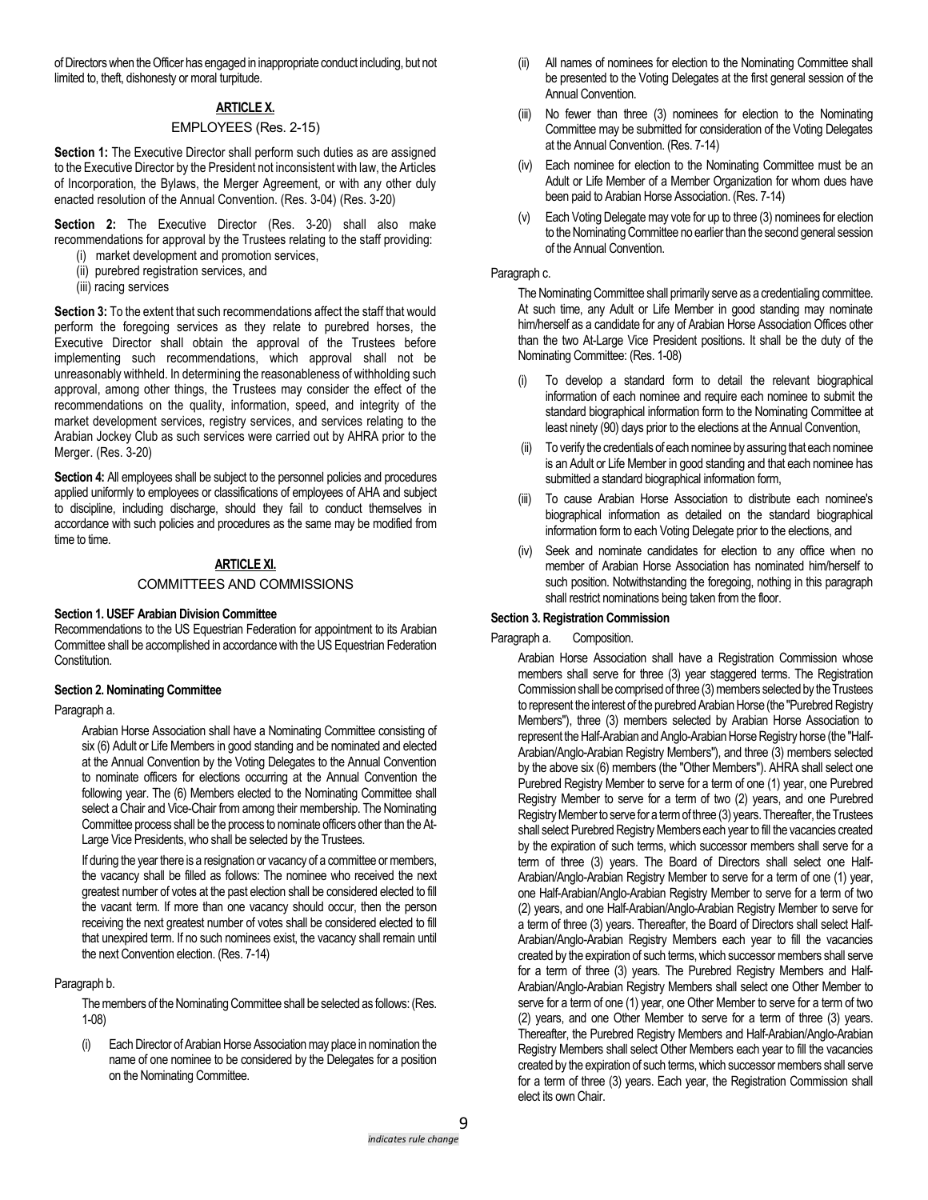of Directors when the Officer has engaged in inappropriate conduct including, but not limited to, theft, dishonesty or moral turpitude.

## ARTICLE X.

### EMPLOYEES (Res. 2-15)

**Section 1:** The Executive Director shall perform such duties as are assigned to the Executive Director by the President not inconsistent with law, the Articles of Incorporation, the Bylaws, the Merger Agreement, or with any other duly enacted resolution of the Annual Convention. (Res. 3-04) (Res. 3-20)

**Section 2:** The Executive Director (Res. 3-20) shall also make recommendations for approval by the Trustees relating to the staff providing:

(i) market development and promotion services,

(ii) purebred registration services, and

(iii) racing services

**Section 3:** To the extent that such recommendations affect the staff that would perform the foregoing services as they relate to purebred horses, the Executive Director shall obtain the approval of the Trustees before implementing such recommendations, which approval shall not be unreasonably withheld. In determining the reasonableness of withholding such approval, among other things, the Trustees may consider the effect of the recommendations on the quality, information, speed, and integrity of the market development services, registry services, and services relating to the Arabian Jockey Club as such services were carried out by AHRA prior to the Merger. (Res. 3-20)

**Section 4:** All employees shall be subject to the personnel policies and procedures applied uniformly to employees or classifications of employees of AHA and subject to discipline, including discharge, should they fail to conduct themselves in accordance with such policies and procedures as the same may be modified from time to time.

## ARTICLE XI.

### COMMITTEES AND COMMISSIONS

**Section 1. USEF Arabian Division Committee**

Recommendations to the US Equestrian Federation for appointment to its Arabian Committee shall be accomplished in accordance with the US Equestrian Federation Constitution.

**Section 2. Nominating Committee**

Paragraph a.

Arabian Horse Association shall have a Nominating Committee consisting of six (6) Adult or Life Members in good standing and be nominated and elected at the Annual Convention by the Voting Delegates to the Annual Convention to nominate officers for elections occurring at the Annual Convention the following year. The (6) Members elected to the Nominating Committee shall select a Chair and Vice-Chair from among their membership. The Nominating Committee process shall be the process to nominate officers other than the At-Large Vice Presidents, who shall be selected by the Trustees.

If during the year there is a resignation or vacancy of a committee or members, the vacancy shall be filled as follows: The nominee who received the next greatest number of votes at the past election shall be considered elected to fill the vacant term. If more than one vacancy should occur, then the person receiving the next greatest number of votes shall be considered elected to fill that unexpired term. If no such nominees exist, the vacancy shall remain until the next Convention election. (Res. 7-14)

Paragraph b.

The members of the Nominating Committee shall be selected as follows: (Res. 1-08)

(i) Each Director of Arabian Horse Association may place in nomination the name of one nominee to be considered by the Delegates for a position on the Nominating Committee.

(ii) All names of nominees for election to the Nominating Committee shall be presented to the Voting Delegates at the first general session of the Annual Convention.

(iii) No fewer than three (3) nominees for election to the Nominating Committee may be submitted for consideration of the Voting Delegates at the Annual Convention. (Res. 7-14)

(iv) Each nominee for election to the Nominating Committee must be an Adult or Life Member of a Member Organization for whom dues have been paid to Arabian Horse Association. (Res. 7-14)

(v) Each Voting Delegate may vote for up to three (3) nominees for election to the Nominating Committee no earlier than the second general session of the Annual Convention.

Paragraph c.

The Nominating Committee shall primarily serve as a credentialing committee. At such time, any Adult or Life Member in good standing may nominate him/herself as a candidate for any of Arabian Horse Association Offices other than the two At-Large Vice President positions. It shall be the duty of the Nominating Committee: (Res. 1-08)

(i) To develop a standard form to detail the relevant biographical information of each nominee and require each nominee to submit the standard biographical information form to the Nominating Committee at least ninety (90) days prior to the elections at the Annual Convention,

(ii) To verify the credentials of each nominee by assuring that each nominee is an Adult or Life Member in good standing and that each nominee has submitted a standard biographical information form,

(iii) To cause Arabian Horse Association to distribute each nominee's biographical information as detailed on the standard biographical information form to each Voting Delegate prior to the elections, and

(iv) Seek and nominate candidates for election to any office when no member of Arabian Horse Association has nominated him/herself to such position. Notwithstanding the foregoing, nothing in this paragraph shall restrict nominations being taken from the floor.

**Section 3. Registration Commission**

Paragraph a. Composition.

Arabian Horse Association shall have a Registration Commission whose members shall serve for three (3) year staggered terms. The Registration Commission shall be comprised of three (3) members selected by the Trustees to represent the interest of the purebred Arabian Horse (the "Purebred Registry Members"), three (3) members selected by Arabian Horse Association to represent the Half-Arabian and Anglo-Arabian Horse Registry horse (the "Half-Arabian/Anglo-Arabian Registry Members"), and three (3) members selected by the above six (6) members (the "Other Members"). AHRA shall select one Purebred Registry Member to serve for a term of one (1) year, one Purebred Registry Member to serve for a term of two (2) years, and one Purebred Registry Member to serve for a term of three (3) years. Thereafter, the Trustees shall select Purebred Registry Members each year to fill the vacancies created by the expiration of such terms, which successor members shall serve for a term of three (3) years. The Board of Directors shall select one Half-Arabian/Anglo-Arabian Registry Member to serve for a term of one (1) year, one Half-Arabian/Anglo-Arabian Registry Member to serve for a term of two (2) years, and one Half-Arabian/Anglo-Arabian Registry Member to serve for a term of three (3) years. Thereafter, the Board of Directors shall select Half-Arabian/Anglo-Arabian Registry Members each year to fill the vacancies created by the expiration of such terms, which successor members shall serve for a term of three (3) years. The Purebred Registry Members and Half-Arabian/Anglo-Arabian Registry Members shall select one Other Member to serve for a term of one (1) year, one Other Member to serve for a term of two (2) years, and one Other Member to serve for a term of three (3) years. Thereafter, the Purebred Registry Members and Half-Arabian/Anglo-Arabian Registry Members shall select Other Members each year to fill the vacancies created by the expiration of such terms, which successor members shall serve for a term of three (3) years. Each year, the Registration Commission shall elect its own Chair.

*indicates rule change*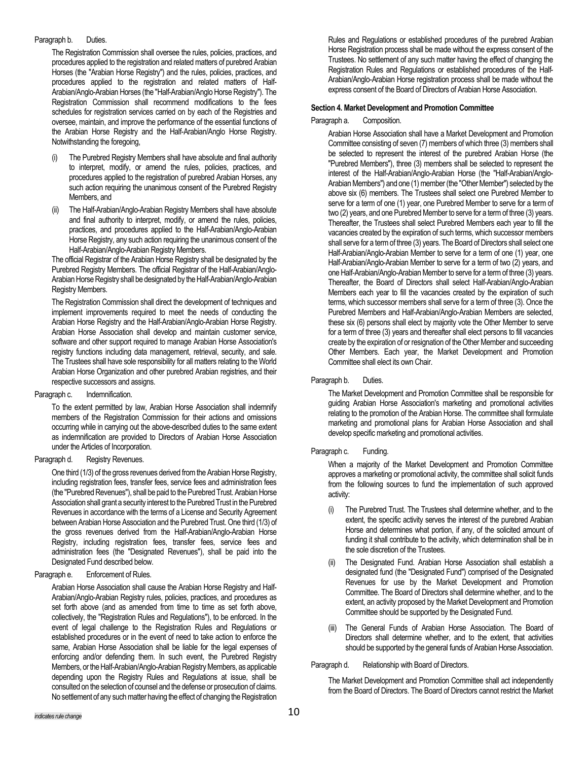Paragraph b. Duties.

The Registration Commission shall oversee the rules, policies, practices, and procedures applied to the registration and related matters of purebred Arabian Horses (the "Arabian Horse Registry") and the rules, policies, practices, and procedures applied to the registration and related matters of Half-Arabian/Anglo-Arabian Horses (the "Half-Arabian/Anglo Horse Registry"). The Registration Commission shall recommend modifications to the fees schedules for registration services carried on by each of the Registries and oversee, maintain, and improve the performance of the essential functions of the Arabian Horse Registry and the Half-Arabian/Anglo Horse Registry. Notwithstanding the foregoing,

(i) The Purebred Registry Members shall have absolute and final authority to interpret, modify, or amend the rules, policies, practices, and procedures applied to the registration of purebred Arabian Horses, any such action requiring the unanimous consent of the Purebred Registry Members, and

(ii) The Half-Arabian/Anglo-Arabian Registry Members shall have absolute and final authority to interpret, modify, or amend the rules, policies, practices, and procedures applied to the Half-Arabian/Anglo-Arabian Horse Registry, any such action requiring the unanimous consent of the Half-Arabian/Anglo-Arabian Registry Members.

The official Registrar of the Arabian Horse Registry shall be designated by the Purebred Registry Members. The official Registrar of the Half-Arabian/Anglo-Arabian Horse Registry shall be designated by the Half-Arabian/Anglo-Arabian Registry Members.

The Registration Commission shall direct the development of techniques and implement improvements required to meet the needs of conducting the Arabian Horse Registry and the Half-Arabian/Anglo-Arabian Horse Registry. Arabian Horse Association shall develop and maintain customer service, software and other support required to manage Arabian Horse Association's registry functions including data management, retrieval, security, and sale. The Trustees shall have sole responsibility for all matters relating to the World Arabian Horse Organization and other purebred Arabian registries, and their respective successors and assigns.

Paragraph c. Indemnification.

To the extent permitted by law, Arabian Horse Association shall indemnify members of the Registration Commission for their actions and omissions occurring while in carrying out the above-described duties to the same extent as indemnification are provided to Directors of Arabian Horse Association under the Articles of Incorporation.

Paragraph d. Registry Revenues.

One third (1/3) of the gross revenues derived from the Arabian Horse Registry, including registration fees, transfer fees, service fees and administration fees (the "Purebred Revenues"), shall be paid to the Purebred Trust. Arabian Horse Association shall grant a security interest to the Purebred Trust in the Purebred Revenues in accordance with the terms of a License and Security Agreement between Arabian Horse Association and the Purebred Trust. One third (1/3) of the gross revenues derived from the Half-Arabian/Anglo-Arabian Horse Registry, including registration fees, transfer fees, service fees and administration fees (the "Designated Revenues"), shall be paid into the Designated Fund described below.

Paragraph e. Enforcement of Rules.

Arabian Horse Association shall cause the Arabian Horse Registry and Half-Arabian/Anglo-Arabian Registry rules, policies, practices, and procedures as set forth above (and as amended from time to time as set forth above, collectively, the "Registration Rules and Regulations"), to be enforced. In the event of legal challenge to the Registration Rules and Regulations or established procedures or in the event of need to take action to enforce the same, Arabian Horse Association shall be liable for the legal expenses of enforcing and/or defending them. In such event, the Purebred Registry Members, or the Half-Arabian/Anglo-Arabian Registry Members, as applicable depending upon the Registry Rules and Regulations at issue, shall be consulted on the selection of counsel and the defense or prosecution of claims. No settlement of any such matter having the effect of changing the Registration Rules and Regulations or established procedures of the purebred Arabian Horse Registration process shall be made without the express consent of the Trustees. No settlement of any such matter having the effect of changing the Registration Rules and Regulations or established procedures of the Half-Arabian/Anglo-Arabian Horse registration process shall be made without the express consent of the Board of Directors of Arabian Horse Association.

**Section 4. Market Development and Promotion Committee**

Paragraph a. Composition.

Arabian Horse Association shall have a Market Development and Promotion Committee consisting of seven (7) members of which three (3) members shall be selected to represent the interest of the purebred Arabian Horse (the "Purebred Members"), three (3) members shall be selected to represent the interest of the Half-Arabian/Anglo-Arabian Horse (the "Half-Arabian/Anglo-Arabian Members") and one (1) member (the "Other Member") selected by the above six (6) members. The Trustees shall select one Purebred Member to serve for a term of one (1) year, one Purebred Member to serve for a term of two (2) years, and one Purebred Member to serve for a term of three (3) years. Thereafter, the Trustees shall select Purebred Members each year to fill the vacancies created by the expiration of such terms, which successor members shall serve for a term of three (3) years. The Board of Directors shall select one Half-Arabian/Anglo-Arabian Member to serve for a term of one (1) year, one Half-Arabian/Anglo-Arabian Member to serve for a term of two (2) years, and one Half-Arabian/Anglo-Arabian Member to serve for a term of three (3) years. Thereafter, the Board of Directors shall select Half-Arabian/Anglo-Arabian Members each year to fill the vacancies created by the expiration of such terms, which successor members shall serve for a term of three (3). Once the Purebred Members and Half-Arabian/Anglo-Arabian Members are selected, these six (6) persons shall elect by majority vote the Other Member to serve for a term of three (3) years and thereafter shall elect persons to fill vacancies create by the expiration of or resignation of the Other Member and succeeding Other Members. Each year, the Market Development and Promotion Committee shall elect its own Chair.

Paragraph b. Duties.

The Market Development and Promotion Committee shall be responsible for guiding Arabian Horse Association's marketing and promotional activities relating to the promotion of the Arabian Horse. The committee shall formulate marketing and promotional plans for Arabian Horse Association and shall develop specific marketing and promotional activities.

Paragraph c. Funding.

When a majority of the Market Development and Promotion Committee approves a marketing or promotional activity, the committee shall solicit funds from the following sources to fund the implementation of such approved activity:

(i) The Purebred Trust. The Trustees shall determine whether, and to the extent, the specific activity serves the interest of the purebred Arabian Horse and determines what portion, if any, of the solicited amount of funding it shall contribute to the activity, which determination shall be in the sole discretion of the Trustees.

(ii) The Designated Fund. Arabian Horse Association shall establish a designated fund (the "Designated Fund") comprised of the Designated Revenues for use by the Market Development and Promotion Committee. The Board of Directors shall determine whether, and to the extent, an activity proposed by the Market Development and Promotion Committee should be supported by the Designated Fund.

(iii) The General Funds of Arabian Horse Association. The Board of Directors shall determine whether, and to the extent, that activities should be supported by the general funds of Arabian Horse Association.

Paragraph d. Relationship with Board of Directors.

The Market Development and Promotion Committee shall act independently from the Board of Directors. The Board of Directors cannot restrict the Market

*indicates rule change*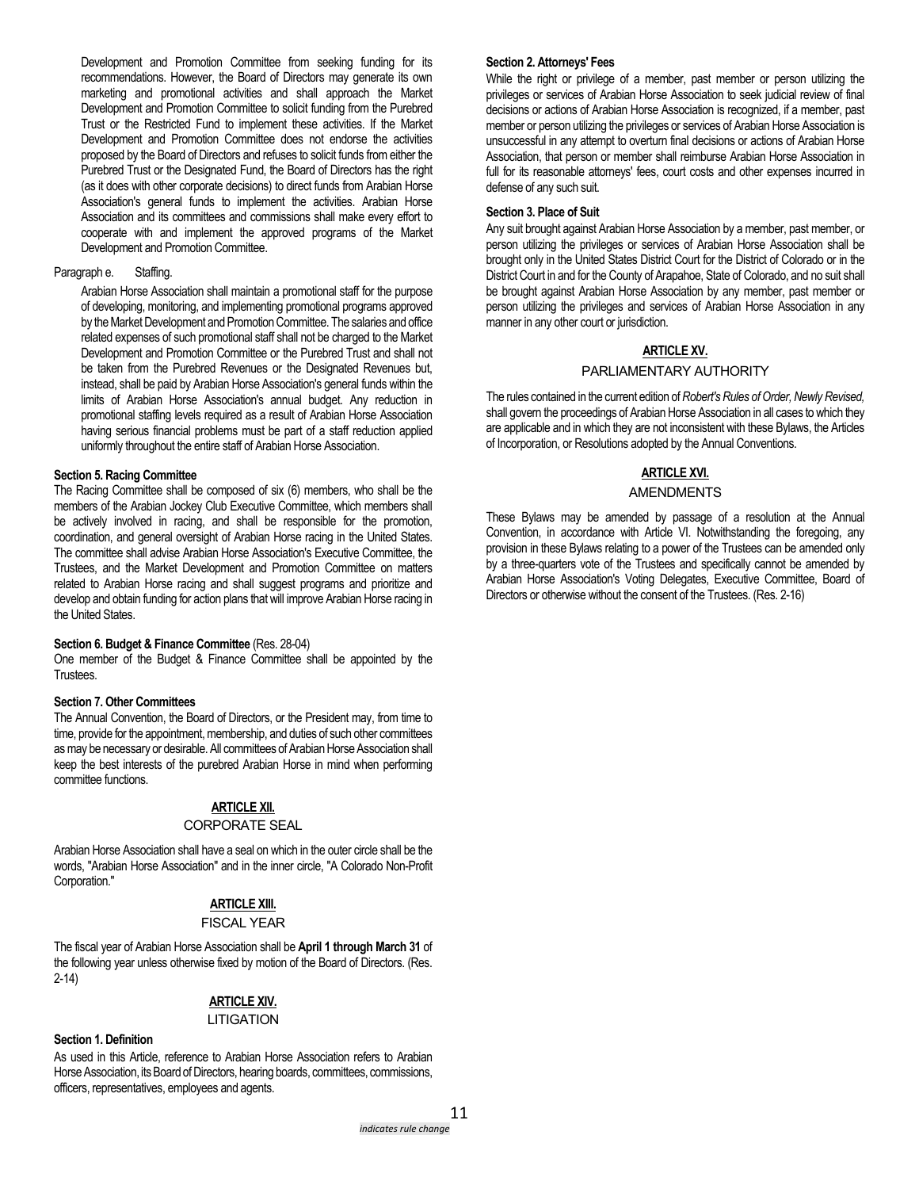Development and Promotion Committee from seeking funding for its recommendations. However, the Board of Directors may generate its own marketing and promotional activities and shall approach the Market Development and Promotion Committee to solicit funding from the Purebred Trust or the Restricted Fund to implement these activities. If the Market Development and Promotion Committee does not endorse the activities proposed by the Board of Directors and refuses to solicit funds from either the Purebred Trust or the Designated Fund, the Board of Directors has the right (as it does with other corporate decisions) to direct funds from Arabian Horse Association's general funds to implement the activities. Arabian Horse Association and its committees and commissions shall make every effort to cooperate with and implement the approved programs of the Market Development and Promotion Committee.

Paragraph e. Staffing.

Arabian Horse Association shall maintain a promotional staff for the purpose of developing, monitoring, and implementing promotional programs approved by the Market Development and Promotion Committee. The salaries and office related expenses of such promotional staff shall not be charged to the Market Development and Promotion Committee or the Purebred Trust and shall not be taken from the Purebred Revenues or the Designated Revenues but, instead, shall be paid by Arabian Horse Association's general funds within the limits of Arabian Horse Association's annual budget. Any reduction in promotional staffing levels required as a result of Arabian Horse Association having serious financial problems must be part of a staff reduction applied uniformly throughout the entire staff of Arabian Horse Association.

**Section 5. Racing Committee**

The Racing Committee shall be composed of six (6) members, who shall be the members of the Arabian Jockey Club Executive Committee, which members shall be actively involved in racing, and shall be responsible for the promotion, coordination, and general oversight of Arabian Horse racing in the United States. The committee shall advise Arabian Horse Association's Executive Committee, the Trustees, and the Market Development and Promotion Committee on matters related to Arabian Horse racing and shall suggest programs and prioritize and develop and obtain funding for action plans that will improve Arabian Horse racing in the United States.

**Section 6. Budget & Finance Committee** (Res. 28-04)

One member of the Budget & Finance Committee shall be appointed by the Trustees.

**Section 7. Other Committees**

The Annual Convention, the Board of Directors, or the President may, from time to time, provide for the appointment, membership, and duties of such other committees as may be necessary or desirable. All committees of Arabian Horse Association shall keep the best interests of the purebred Arabian Horse in mind when performing committee functions.

## ARTICLE XII.
## CORPORATE SEAL

Arabian Horse Association shall have a seal on which in the outer circle shall be the words, "Arabian Horse Association" and in the inner circle, "A Colorado Non-Profit Corporation."

## ARTICLE XIII.
## FISCAL YEAR

The fiscal year of Arabian Horse Association shall be **April 1 through March 31** of the following year unless otherwise fixed by motion of the Board of Directors. (Res. 2-14)

## ARTICLE XIV.
## LITIGATION

**Section 1. Definition**

As used in this Article, reference to Arabian Horse Association refers to Arabian Horse Association, its Board of Directors, hearing boards, committees, commissions, officers, representatives, employees and agents.

**Section 2. Attorneys' Fees**

While the right or privilege of a member, past member or person utilizing the privileges or services of Arabian Horse Association to seek judicial review of final decisions or actions of Arabian Horse Association is recognized, if a member, past member or person utilizing the privileges or services of Arabian Horse Association is unsuccessful in any attempt to overturn final decisions or actions of Arabian Horse Association, that person or member shall reimburse Arabian Horse Association in full for its reasonable attorneys' fees, court costs and other expenses incurred in defense of any such suit.

**Section 3. Place of Suit**

Any suit brought against Arabian Horse Association by a member, past member, or person utilizing the privileges or services of Arabian Horse Association shall be brought only in the United States District Court for the District of Colorado or in the District Court in and for the County of Arapahoe, State of Colorado, and no suit shall be brought against Arabian Horse Association by any member, past member or person utilizing the privileges and services of Arabian Horse Association in any manner in any other court or jurisdiction.

## ARTICLE XV.
## PARLIAMENTARY AUTHORITY

The rules contained in the current edition of *Robert's Rules of Order, Newly Revised,* shall govern the proceedings of Arabian Horse Association in all cases to which they are applicable and in which they are not inconsistent with these Bylaws, the Articles of Incorporation, or Resolutions adopted by the Annual Conventions.

## ARTICLE XVI.
## AMENDMENTS

These Bylaws may be amended by passage of a resolution at the Annual Convention, in accordance with Article VI. Notwithstanding the foregoing, any provision in these Bylaws relating to a power of the Trustees can be amended only by a three-quarters vote of the Trustees and specifically cannot be amended by Arabian Horse Association's Voting Delegates, Executive Committee, Board of Directors or otherwise without the consent of the Trustees. (Res. 2-16)

*indicates rule change*